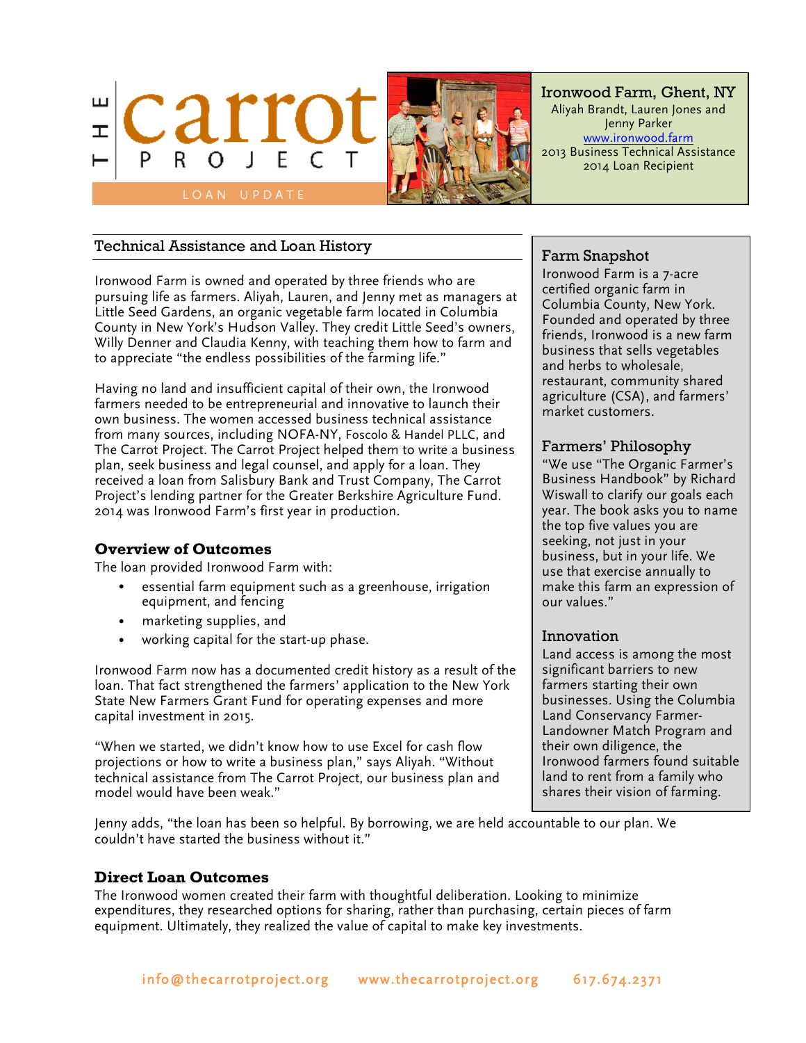# THE carrot PROJECT

LOAN UPDATE

**Ironwood Farm, Ghent, NY**
Aliyah Brandt, Lauren Jones and Jenny Parker
www.ironwood.farm
2013 Business Technical Assistance
2014 Loan Recipient

## Technical Assistance and Loan History

Ironwood Farm is owned and operated by three friends who are pursuing life as farmers. Aliyah, Lauren, and Jenny met as managers at Little Seed Gardens, an organic vegetable farm located in Columbia County in New York's Hudson Valley. They credit Little Seed's owners, Willy Denner and Claudia Kenny, with teaching them how to farm and to appreciate "the endless possibilities of the farming life."

Having no land and insufficient capital of their own, the Ironwood farmers needed to be entrepreneurial and innovative to launch their own business. The women accessed business technical assistance from many sources, including NOFA-NY, Foscolo & Handel PLLC, and The Carrot Project. The Carrot Project helped them to write a business plan, seek business and legal counsel, and apply for a loan. They received a loan from Salisbury Bank and Trust Company, The Carrot Project's lending partner for the Greater Berkshire Agriculture Fund. 2014 was Ironwood Farm's first year in production.

### Overview of Outcomes

The loan provided Ironwood Farm with:

- essential farm equipment such as a greenhouse, irrigation equipment, and fencing
- marketing supplies, and
- working capital for the start-up phase.

Ironwood Farm now has a documented credit history as a result of the loan. That fact strengthened the farmers' application to the New York State New Farmers Grant Fund for operating expenses and more capital investment in 2015.

"When we started, we didn't know how to use Excel for cash flow projections or how to write a business plan," says Aliyah. "Without technical assistance from The Carrot Project, our business plan and model would have been weak."

Jenny adds, "the loan has been so helpful. By borrowing, we are held accountable to our plan. We couldn't have started the business without it."

### Direct Loan Outcomes

The Ironwood women created their farm with thoughtful deliberation. Looking to minimize expenditures, they researched options for sharing, rather than purchasing, certain pieces of farm equipment. Ultimately, they realized the value of capital to make key investments.

## Farm Snapshot

Ironwood Farm is a 7-acre certified organic farm in Columbia County, New York. Founded and operated by three friends, Ironwood is a new farm business that sells vegetables and herbs to wholesale, restaurant, community shared agriculture (CSA), and farmers' market customers.

## Farmers' Philosophy

"We use "The Organic Farmer's Business Handbook" by Richard Wiswall to clarify our goals each year. The book asks you to name the top five values you are seeking, not just in your business, but in your life. We use that exercise annually to make this farm an expression of our values."

## Innovation

Land access is among the most significant barriers to new farmers starting their own businesses. Using the Columbia Land Conservancy Farmer-Landowner Match Program and their own diligence, the Ironwood farmers found suitable land to rent from a family who shares their vision of farming.

info@thecarrotproject.org www.thecarrotproject.org 617.674.2371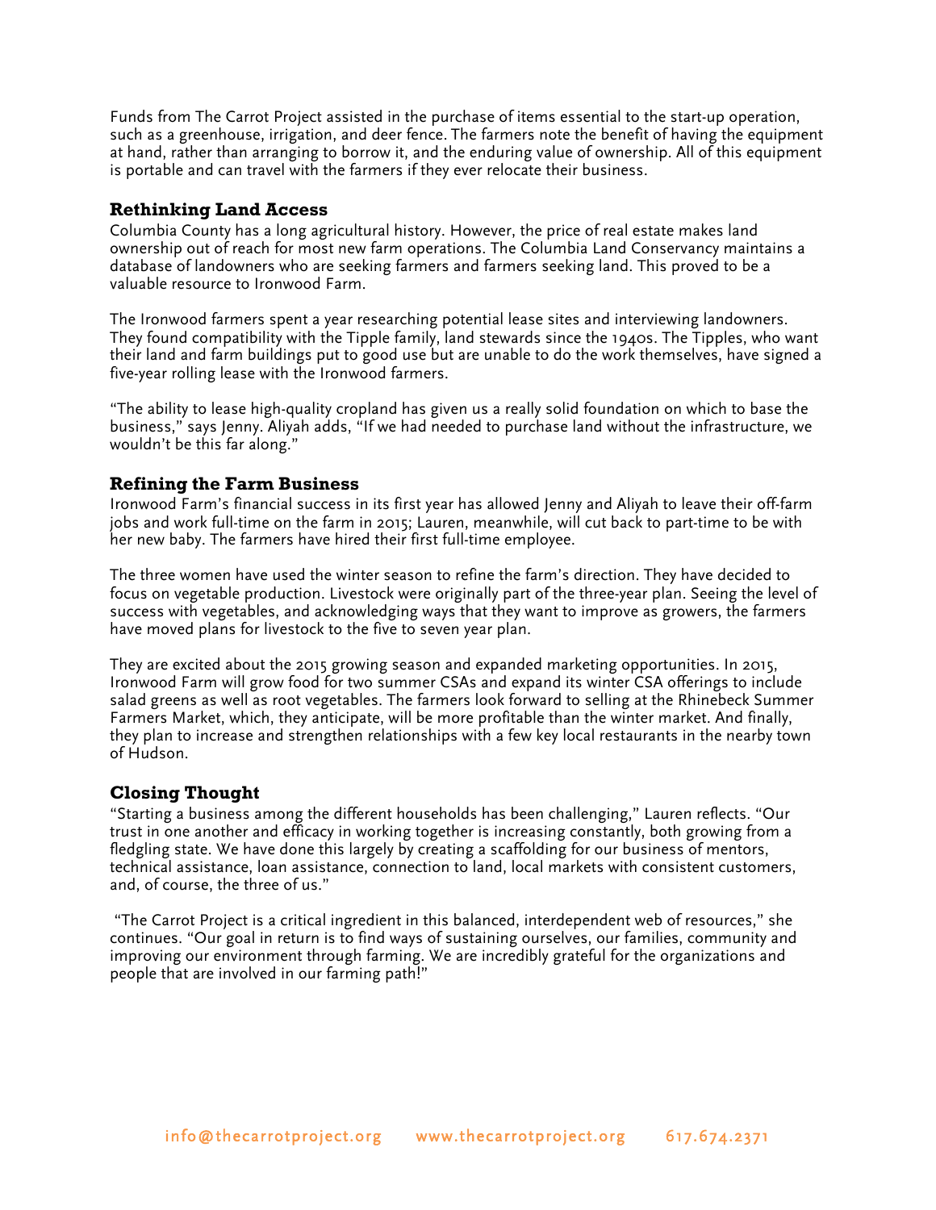Funds from The Carrot Project assisted in the purchase of items essential to the start-up operation, such as a greenhouse, irrigation, and deer fence. The farmers note the benefit of having the equipment at hand, rather than arranging to borrow it, and the enduring value of ownership. All of this equipment is portable and can travel with the farmers if they ever relocate their business.

## Rethinking Land Access

Columbia County has a long agricultural history. However, the price of real estate makes land ownership out of reach for most new farm operations. The Columbia Land Conservancy maintains a database of landowners who are seeking farmers and farmers seeking land. This proved to be a valuable resource to Ironwood Farm.

The Ironwood farmers spent a year researching potential lease sites and interviewing landowners. They found compatibility with the Tipple family, land stewards since the 1940s. The Tipples, who want their land and farm buildings put to good use but are unable to do the work themselves, have signed a five-year rolling lease with the Ironwood farmers.

"The ability to lease high-quality cropland has given us a really solid foundation on which to base the business," says Jenny. Aliyah adds, "If we had needed to purchase land without the infrastructure, we wouldn't be this far along."

## Refining the Farm Business

Ironwood Farm's financial success in its first year has allowed Jenny and Aliyah to leave their off-farm jobs and work full-time on the farm in 2015; Lauren, meanwhile, will cut back to part-time to be with her new baby. The farmers have hired their first full-time employee.

The three women have used the winter season to refine the farm's direction. They have decided to focus on vegetable production. Livestock were originally part of the three-year plan. Seeing the level of success with vegetables, and acknowledging ways that they want to improve as growers, the farmers have moved plans for livestock to the five to seven year plan.

They are excited about the 2015 growing season and expanded marketing opportunities. In 2015, Ironwood Farm will grow food for two summer CSAs and expand its winter CSA offerings to include salad greens as well as root vegetables. The farmers look forward to selling at the Rhinebeck Summer Farmers Market, which, they anticipate, will be more profitable than the winter market. And finally, they plan to increase and strengthen relationships with a few key local restaurants in the nearby town of Hudson.

## Closing Thought

"Starting a business among the different households has been challenging," Lauren reflects. "Our trust in one another and efficacy in working together is increasing constantly, both growing from a fledgling state. We have done this largely by creating a scaffolding for our business of mentors, technical assistance, loan assistance, connection to land, local markets with consistent customers, and, of course, the three of us."

"The Carrot Project is a critical ingredient in this balanced, interdependent web of resources," she continues. "Our goal in return is to find ways of sustaining ourselves, our families, community and improving our environment through farming. We are incredibly grateful for the organizations and people that are involved in our farming path!"

info@thecarrotproject.org www.thecarrotproject.org 617.674.2371